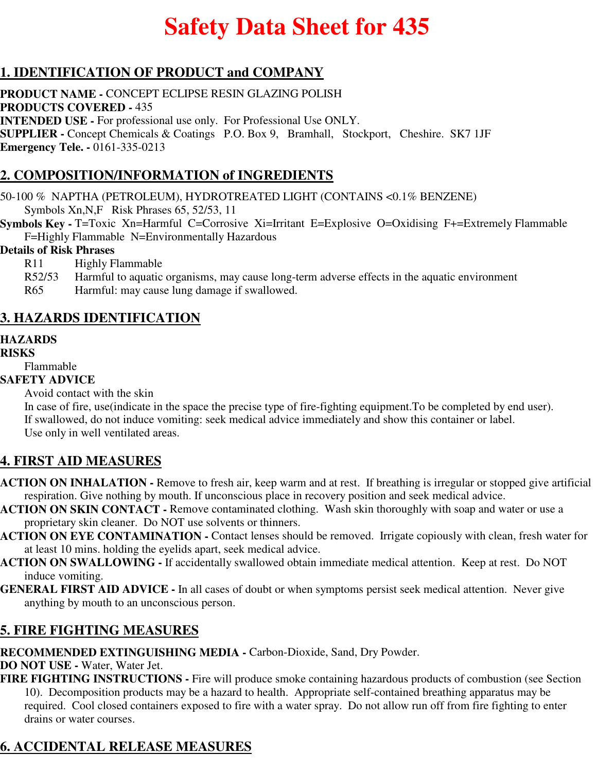# Safety Data Sheet for 435

## 1. IDENTIFICATION OF PRODUCT and COMPANY

**PRODUCT NAME -** CONCEPT ECLIPSE RESIN GLAZING POLISH
**PRODUCTS COVERED -** 435
**INTENDED USE -** For professional use only. For Professional Use ONLY.
**SUPPLIER -** Concept Chemicals & Coatings P.O. Box 9, Bramhall, Stockport, Cheshire. SK7 1JF
**Emergency Tele. -** 0161-335-0213

## 2. COMPOSITION/INFORMATION of INGREDIENTS

50-100 % NAPTHA (PETROLEUM), HYDROTREATED LIGHT (CONTAINS <0.1% BENZENE)
Symbols Xn,N,F Risk Phrases 65, 52/53, 11

**Symbols Key -** T=Toxic Xn=Harmful C=Corrosive Xi=Irritant E=Explosive O=Oxidising F+=Extremely Flammable F=Highly Flammable N=Environmentally Hazardous

**Details of Risk Phrases**

R11 Highly Flammable
R52/53 Harmful to aquatic organisms, may cause long-term adverse effects in the aquatic environment
R65 Harmful: may cause lung damage if swallowed.

## 3. HAZARDS IDENTIFICATION

**HAZARDS**
**RISKS**
Flammable
**SAFETY ADVICE**
Avoid contact with the skin
In case of fire, use(indicate in the space the precise type of fire-fighting equipment.To be completed by end user).
If swallowed, do not induce vomiting: seek medical advice immediately and show this container or label.
Use only in well ventilated areas.

## 4. FIRST AID MEASURES

**ACTION ON INHALATION -** Remove to fresh air, keep warm and at rest. If breathing is irregular or stopped give artificial respiration. Give nothing by mouth. If unconscious place in recovery position and seek medical advice.
**ACTION ON SKIN CONTACT -** Remove contaminated clothing. Wash skin thoroughly with soap and water or use a proprietary skin cleaner. Do NOT use solvents or thinners.
**ACTION ON EYE CONTAMINATION -** Contact lenses should be removed. Irrigate copiously with clean, fresh water for at least 10 mins. holding the eyelids apart, seek medical advice.
**ACTION ON SWALLOWING -** If accidentally swallowed obtain immediate medical attention. Keep at rest. Do NOT induce vomiting.
**GENERAL FIRST AID ADVICE -** In all cases of doubt or when symptoms persist seek medical attention. Never give anything by mouth to an unconscious person.

## 5. FIRE FIGHTING MEASURES

**RECOMMENDED EXTINGUISHING MEDIA -** Carbon-Dioxide, Sand, Dry Powder.
**DO NOT USE -** Water, Water Jet.
**FIRE FIGHTING INSTRUCTIONS -** Fire will produce smoke containing hazardous products of combustion (see Section 10). Decomposition products may be a hazard to health. Appropriate self-contained breathing apparatus may be required. Cool closed containers exposed to fire with a water spray. Do not allow run off from fire fighting to enter drains or water courses.

## 6. ACCIDENTAL RELEASE MEASURES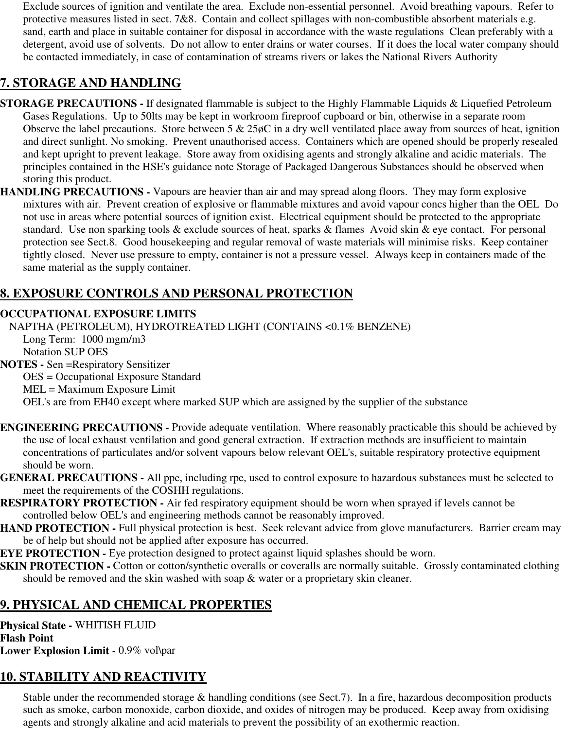Exclude sources of ignition and ventilate the area. Exclude non-essential personnel. Avoid breathing vapours. Refer to protective measures listed in sect. 7&8. Contain and collect spillages with non-combustible absorbent materials e.g. sand, earth and place in suitable container for disposal in accordance with the waste regulations Clean preferably with a detergent, avoid use of solvents. Do not allow to enter drains or water courses. If it does the local water company should be contacted immediately, in case of contamination of streams rivers or lakes the National Rivers Authority

## 7. STORAGE AND HANDLING

**STORAGE PRECAUTIONS -** If designated flammable is subject to the Highly Flammable Liquids & Liquefied Petroleum Gases Regulations. Up to 50lts may be kept in workroom fireproof cupboard or bin, otherwise in a separate room Observe the label precautions. Store between 5 & 25øC in a dry well ventilated place away from sources of heat, ignition and direct sunlight. No smoking. Prevent unauthorised access. Containers which are opened should be properly resealed and kept upright to prevent leakage. Store away from oxidising agents and strongly alkaline and acidic materials. The principles contained in the HSE's guidance note Storage of Packaged Dangerous Substances should be observed when storing this product.

**HANDLING PRECAUTIONS -** Vapours are heavier than air and may spread along floors. They may form explosive mixtures with air. Prevent creation of explosive or flammable mixtures and avoid vapour concs higher than the OEL Do not use in areas where potential sources of ignition exist. Electrical equipment should be protected to the appropriate standard. Use non sparking tools & exclude sources of heat, sparks & flames Avoid skin & eye contact. For personal protection see Sect.8. Good housekeeping and regular removal of waste materials will minimise risks. Keep container tightly closed. Never use pressure to empty, container is not a pressure vessel. Always keep in containers made of the same material as the supply container.

## 8. EXPOSURE CONTROLS AND PERSONAL PROTECTION

**OCCUPATIONAL EXPOSURE LIMITS**

NAPTHA (PETROLEUM), HYDROTREATED LIGHT (CONTAINS <0.1% BENZENE)

Long Term: 1000 mgm/m3

Notation SUP OES

**NOTES -** Sen =Respiratory Sensitizer

OES = Occupational Exposure Standard

MEL = Maximum Exposure Limit

OEL's are from EH40 except where marked SUP which are assigned by the supplier of the substance

**ENGINEERING PRECAUTIONS -** Provide adequate ventilation. Where reasonably practicable this should be achieved by the use of local exhaust ventilation and good general extraction. If extraction methods are insufficient to maintain concentrations of particulates and/or solvent vapours below relevant OEL's, suitable respiratory protective equipment should be worn.

**GENERAL PRECAUTIONS -** All ppe, including rpe, used to control exposure to hazardous substances must be selected to meet the requirements of the COSHH regulations.

**RESPIRATORY PROTECTION -** Air fed respiratory equipment should be worn when sprayed if levels cannot be controlled below OEL's and engineering methods cannot be reasonably improved.

**HAND PROTECTION -** Full physical protection is best. Seek relevant advice from glove manufacturers. Barrier cream may be of help but should not be applied after exposure has occurred.

**EYE PROTECTION -** Eye protection designed to protect against liquid splashes should be worn.

**SKIN PROTECTION -** Cotton or cotton/synthetic overalls or coveralls are normally suitable. Grossly contaminated clothing should be removed and the skin washed with soap & water or a proprietary skin cleaner.

## 9. PHYSICAL AND CHEMICAL PROPERTIES

**Physical State -** WHITISH FLUID

**Flash Point**

**Lower Explosion Limit -** 0.9% vol\par

## 10. STABILITY AND REACTIVITY

Stable under the recommended storage & handling conditions (see Sect.7). In a fire, hazardous decomposition products such as smoke, carbon monoxide, carbon dioxide, and oxides of nitrogen may be produced. Keep away from oxidising agents and strongly alkaline and acid materials to prevent the possibility of an exothermic reaction.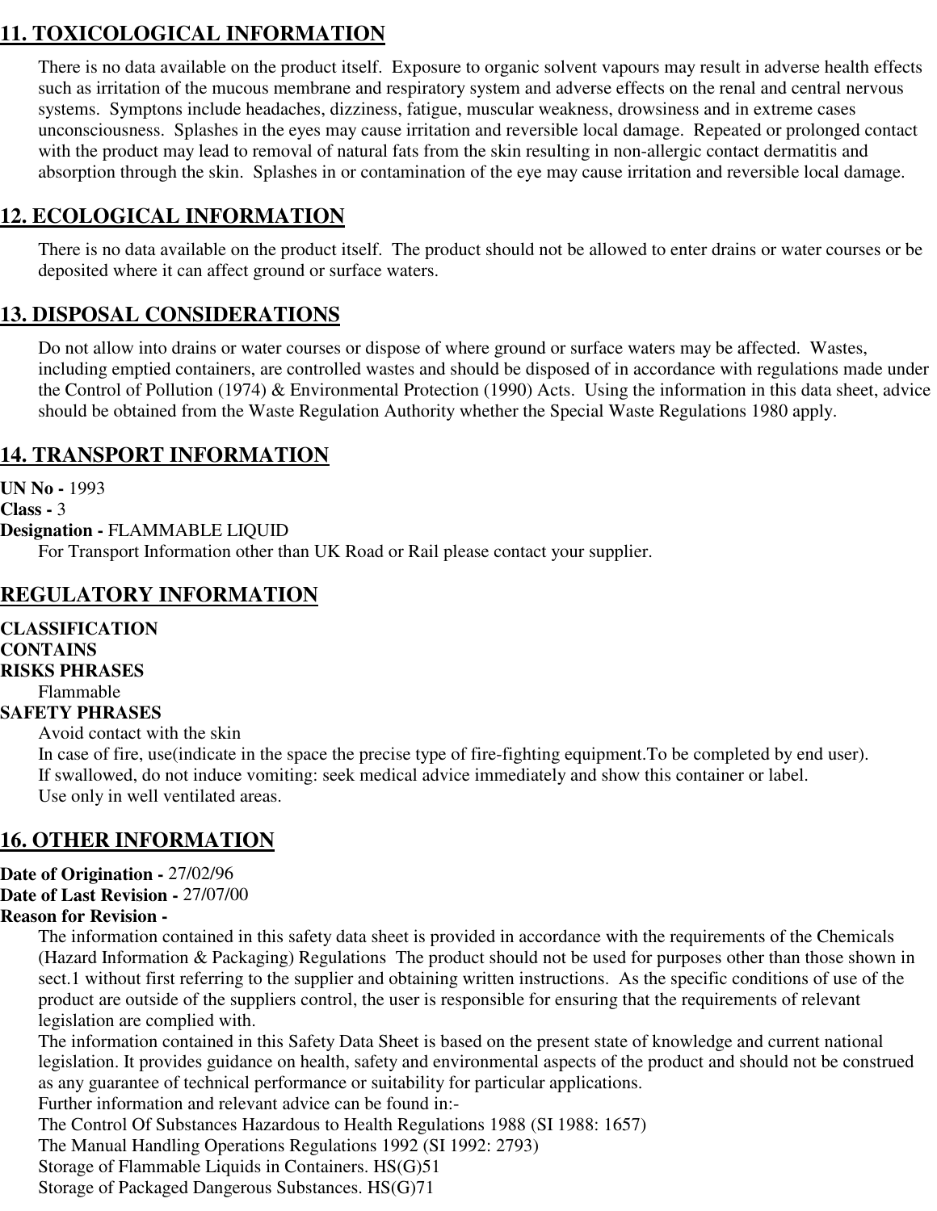## 11. TOXICOLOGICAL INFORMATION

There is no data available on the product itself. Exposure to organic solvent vapours may result in adverse health effects such as irritation of the mucous membrane and respiratory system and adverse effects on the renal and central nervous systems. Symptons include headaches, dizziness, fatigue, muscular weakness, drowsiness and in extreme cases unconsciousness. Splashes in the eyes may cause irritation and reversible local damage. Repeated or prolonged contact with the product may lead to removal of natural fats from the skin resulting in non-allergic contact dermatitis and absorption through the skin. Splashes in or contamination of the eye may cause irritation and reversible local damage.

## 12. ECOLOGICAL INFORMATION

There is no data available on the product itself. The product should not be allowed to enter drains or water courses or be deposited where it can affect ground or surface waters.

## 13. DISPOSAL CONSIDERATIONS

Do not allow into drains or water courses or dispose of where ground or surface waters may be affected. Wastes, including emptied containers, are controlled wastes and should be disposed of in accordance with regulations made under the Control of Pollution (1974) & Environmental Protection (1990) Acts. Using the information in this data sheet, advice should be obtained from the Waste Regulation Authority whether the Special Waste Regulations 1980 apply.

## 14. TRANSPORT INFORMATION

**UN No -** 1993
**Class -** 3
**Designation -** FLAMMABLE LIQUID

For Transport Information other than UK Road or Rail please contact your supplier.

## REGULATORY INFORMATION

**CLASSIFICATION**
**CONTAINS**
**RISKS PHRASES**

Flammable

**SAFETY PHRASES**

Avoid contact with the skin
In case of fire, use(indicate in the space the precise type of fire-fighting equipment.To be completed by end user).
If swallowed, do not induce vomiting: seek medical advice immediately and show this container or label.
Use only in well ventilated areas.

## 16. OTHER INFORMATION

**Date of Origination -** 27/02/96
**Date of Last Revision -** 27/07/00
**Reason for Revision -**

The information contained in this safety data sheet is provided in accordance with the requirements of the Chemicals (Hazard Information & Packaging) Regulations The product should not be used for purposes other than those shown in sect.1 without first referring to the supplier and obtaining written instructions. As the specific conditions of use of the product are outside of the suppliers control, the user is responsible for ensuring that the requirements of relevant legislation are complied with.
The information contained in this Safety Data Sheet is based on the present state of knowledge and current national legislation. It provides guidance on health, safety and environmental aspects of the product and should not be construed as any guarantee of technical performance or suitability for particular applications.
Further information and relevant advice can be found in:-
The Control Of Substances Hazardous to Health Regulations 1988 (SI 1988: 1657)
The Manual Handling Operations Regulations 1992 (SI 1992: 2793)
Storage of Flammable Liquids in Containers. HS(G)51
Storage of Packaged Dangerous Substances. HS(G)71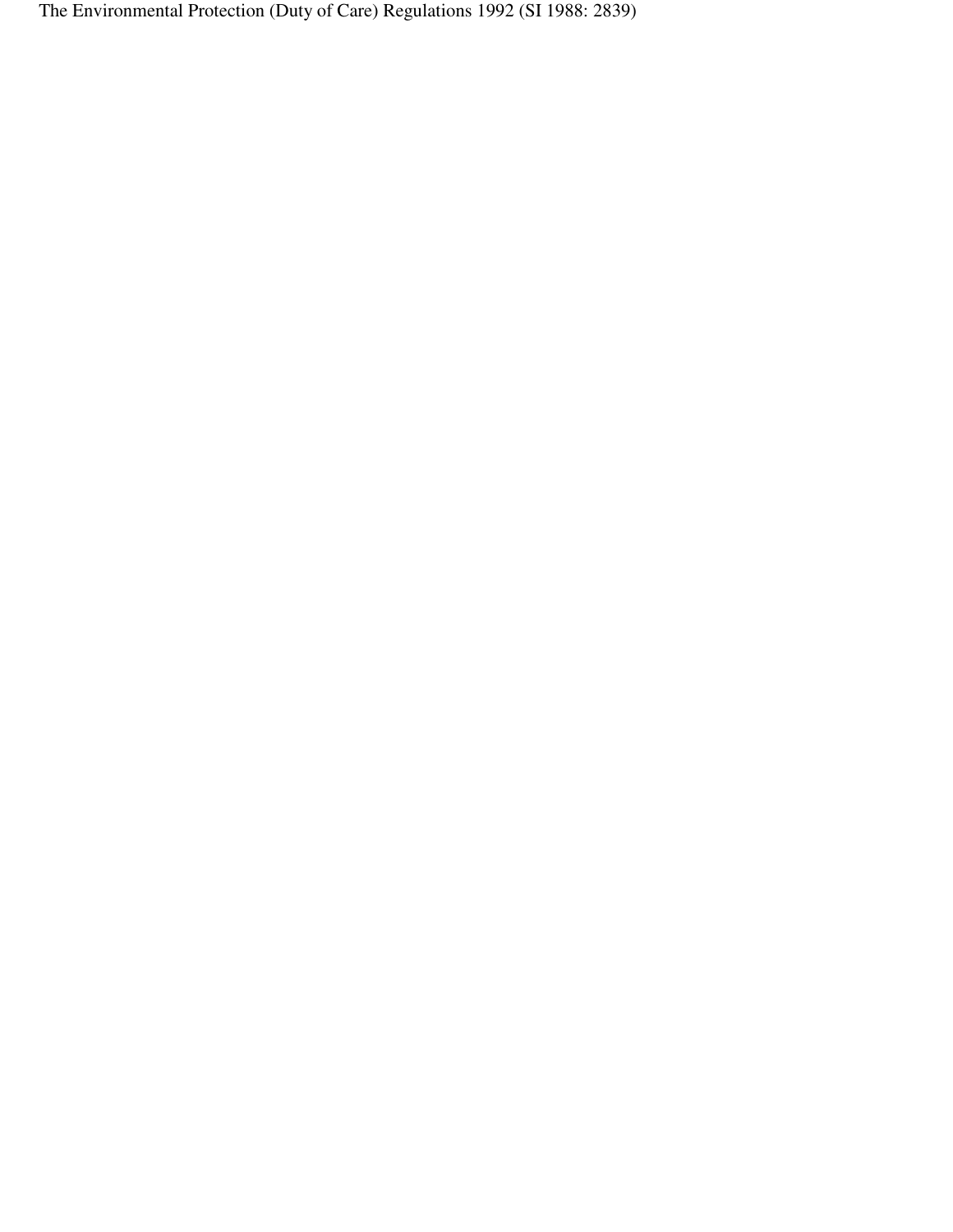The Environmental Protection (Duty of Care) Regulations 1992 (SI 1988: 2839)